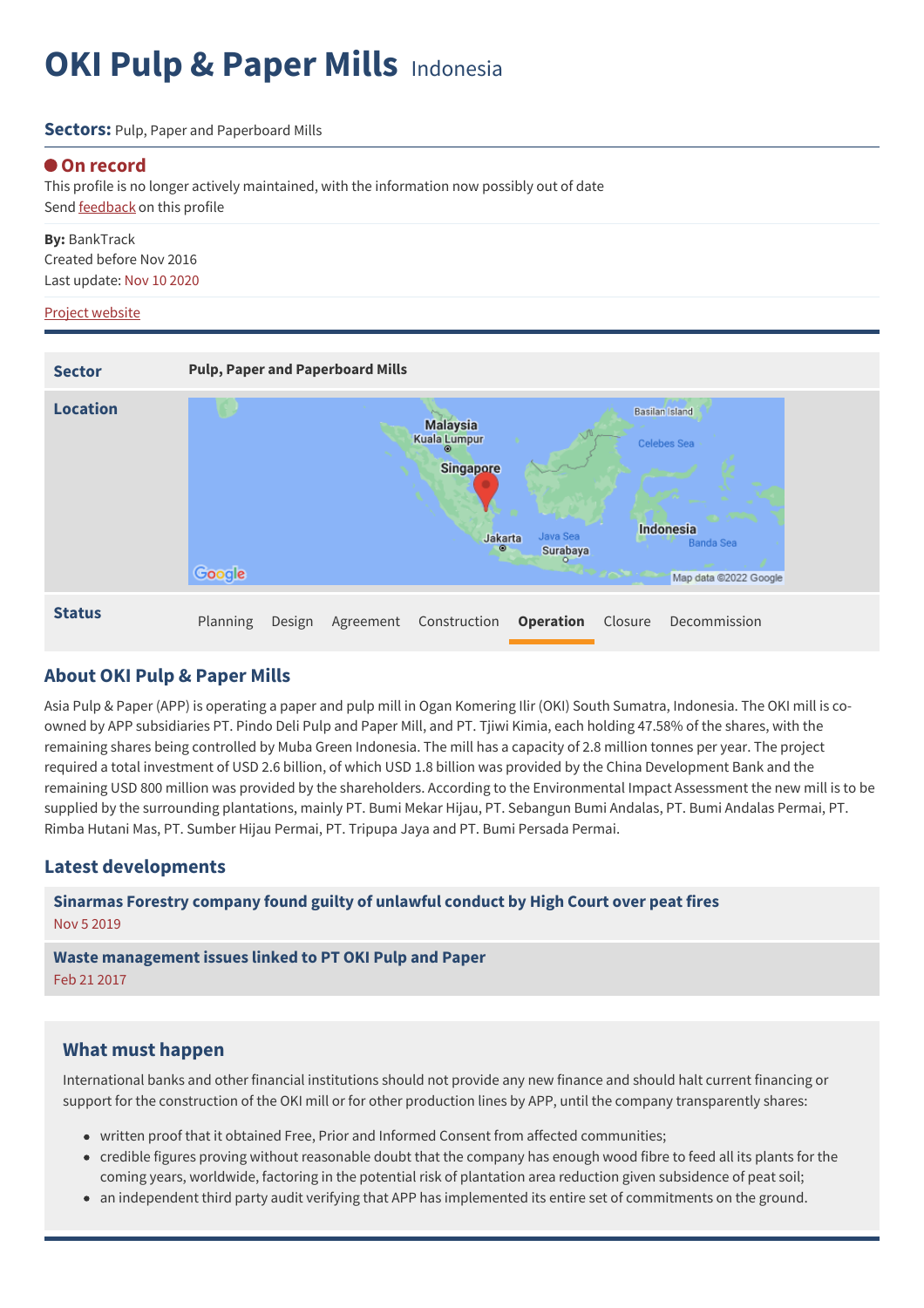# OKI Pulp & Paper Mills Indonesia

**Sectors:** Pulp, Paper and Paperboard Mills

**On record**

This profile is no longer actively maintained, with the information now possibly out of date

Send feedback on this profile

**By:** BankTrack

Created before Nov 2016

Last update: Nov 10 2020

Project website

| | |
|---|---|
| **Sector** | **Pulp, Paper and Paperboard Mills** |
| **Location** | |
| **Status** | Planning · Design · Agreement · Construction · **Operation** · Closure · Decommission |

## About OKI Pulp & Paper Mills

Asia Pulp & Paper (APP) is operating a paper and pulp mill in Ogan Komering Ilir (OKI) South Sumatra, Indonesia. The OKI mill is co-owned by APP subsidiaries PT. Pindo Deli Pulp and Paper Mill, and PT. Tjiwi Kimia, each holding 47.58% of the shares, with the remaining shares being controlled by Muba Green Indonesia. The mill has a capacity of 2.8 million tonnes per year. The project required a total investment of USD 2.6 billion, of which USD 1.8 billion was provided by the China Development Bank and the remaining USD 800 million was provided by the shareholders. According to the Environmental Impact Assessment the new mill is to be supplied by the surrounding plantations, mainly PT. Bumi Mekar Hijau, PT. Sebangun Bumi Andalas, PT. Bumi Andalas Permai, PT. Rimba Hutani Mas, PT. Sumber Hijau Permai, PT. Tripupa Jaya and PT. Bumi Persada Permai.

## Latest developments

**Sinarmas Forestry company found guilty of unlawful conduct by High Court over peat fires**
Nov 5 2019

**Waste management issues linked to PT OKI Pulp and Paper**
Feb 21 2017

## What must happen

International banks and other financial institutions should not provide any new finance and should halt current financing or support for the construction of the OKI mill or for other production lines by APP, until the company transparently shares:

- written proof that it obtained Free, Prior and Informed Consent from affected communities;
- credible figures proving without reasonable doubt that the company has enough wood fibre to feed all its plants for the coming years, worldwide, factoring in the potential risk of plantation area reduction given subsidence of peat soil;
- an independent third party audit verifying that APP has implemented its entire set of commitments on the ground.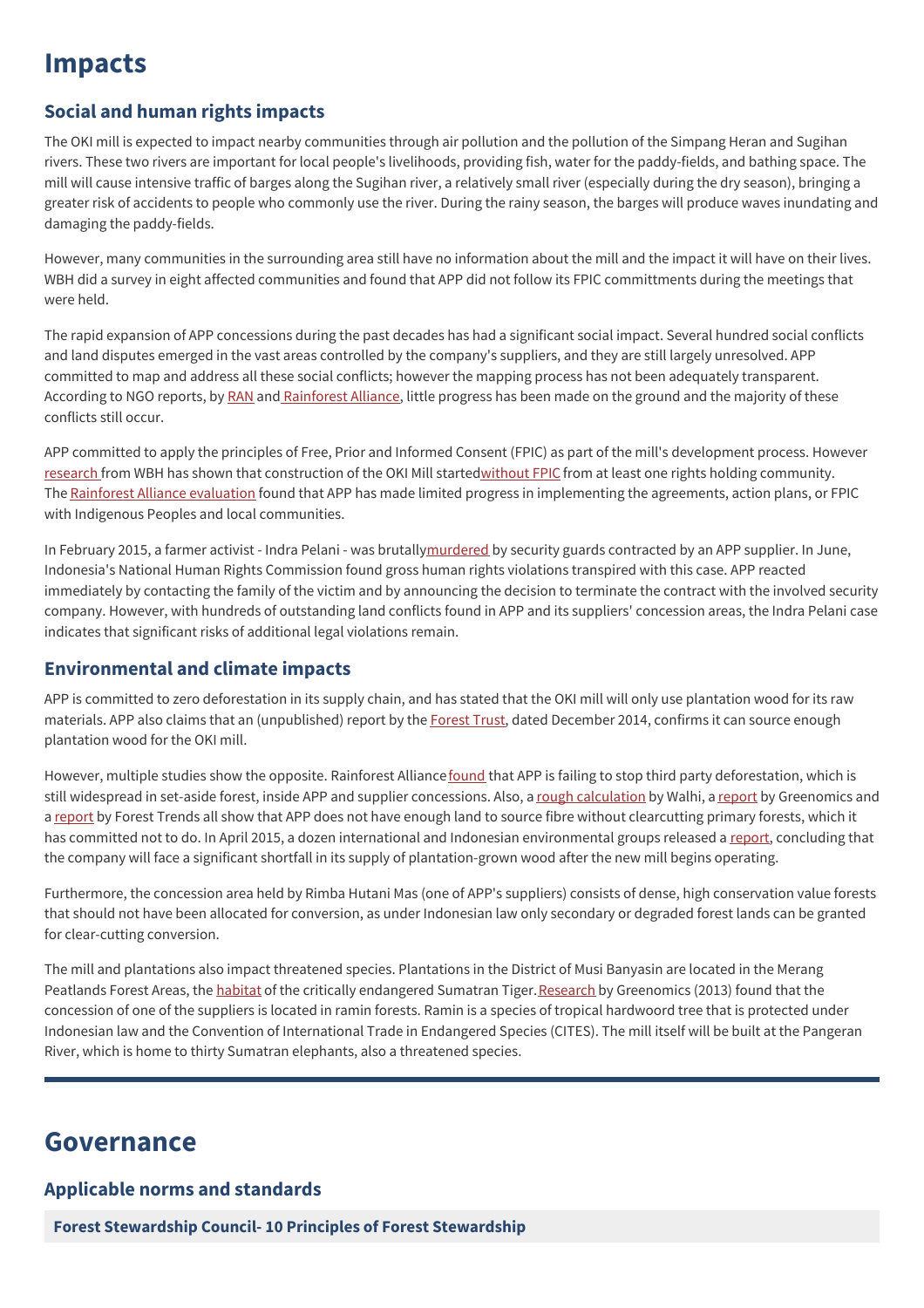# Impacts

## Social and human rights impacts

The OKI mill is expected to impact nearby communities through air pollution and the pollution of the Simpang Heran and Sugihan rivers. These two rivers are important for local people's livelihoods, providing fish, water for the paddy-fields, and bathing space. The mill will cause intensive traffic of barges along the Sugihan river, a relatively small river (especially during the dry season), bringing a greater risk of accidents to people who commonly use the river. During the rainy season, the barges will produce waves inundating and damaging the paddy-fields.

However, many communities in the surrounding area still have no information about the mill and the impact it will have on their lives. WBH did a survey in eight affected communities and found that APP did not follow its FPIC committments during the meetings that were held.

The rapid expansion of APP concessions during the past decades has had a significant social impact. Several hundred social conflicts and land disputes emerged in the vast areas controlled by the company's suppliers, and they are still largely unresolved. APP committed to map and address all these social conflicts; however the mapping process has not been adequately transparent. According to NGO reports, by RAN and Rainforest Alliance, little progress has been made on the ground and the majority of these conflicts still occur.

APP committed to apply the principles of Free, Prior and Informed Consent (FPIC) as part of the mill's development process. However research from WBH has shown that construction of the OKI Mill started without FPIC from at least one rights holding community. The Rainforest Alliance evaluation found that APP has made limited progress in implementing the agreements, action plans, or FPIC with Indigenous Peoples and local communities.

In February 2015, a farmer activist - Indra Pelani - was brutally murdered by security guards contracted by an APP supplier. In June, Indonesia's National Human Rights Commission found gross human rights violations transpired with this case. APP reacted immediately by contacting the family of the victim and by announcing the decision to terminate the contract with the involved security company. However, with hundreds of outstanding land conflicts found in APP and its suppliers' concession areas, the Indra Pelani case indicates that significant risks of additional legal violations remain.

## Environmental and climate impacts

APP is committed to zero deforestation in its supply chain, and has stated that the OKI mill will only use plantation wood for its raw materials. APP also claims that an (unpublished) report by the Forest Trust, dated December 2014, confirms it can source enough plantation wood for the OKI mill.

However, multiple studies show the opposite. Rainforest Alliance found that APP is failing to stop third party deforestation, which is still widespread in set-aside forest, inside APP and supplier concessions. Also, a rough calculation by Walhi, a report by Greenomics and a report by Forest Trends all show that APP does not have enough land to source fibre without clearcutting primary forests, which it has committed not to do. In April 2015, a dozen international and Indonesian environmental groups released a report, concluding that the company will face a significant shortfall in its supply of plantation-grown wood after the new mill begins operating.

Furthermore, the concession area held by Rimba Hutani Mas (one of APP's suppliers) consists of dense, high conservation value forests that should not have been allocated for conversion, as under Indonesian law only secondary or degraded forest lands can be granted for clear-cutting conversion.

The mill and plantations also impact threatened species. Plantations in the District of Musi Banyasin are located in the Merang Peatlands Forest Areas, the habitat of the critically endangered Sumatran Tiger. Research by Greenomics (2013) found that the concession of one of the suppliers is located in ramin forests. Ramin is a species of tropical hardwood tree that is protected under Indonesian law and the Convention of International Trade in Endangered Species (CITES). The mill itself will be built at the Pangeran River, which is home to thirty Sumatran elephants, also a threatened species.

---

# Governance

## Applicable norms and standards

**Forest Stewardship Council- 10 Principles of Forest Stewardship**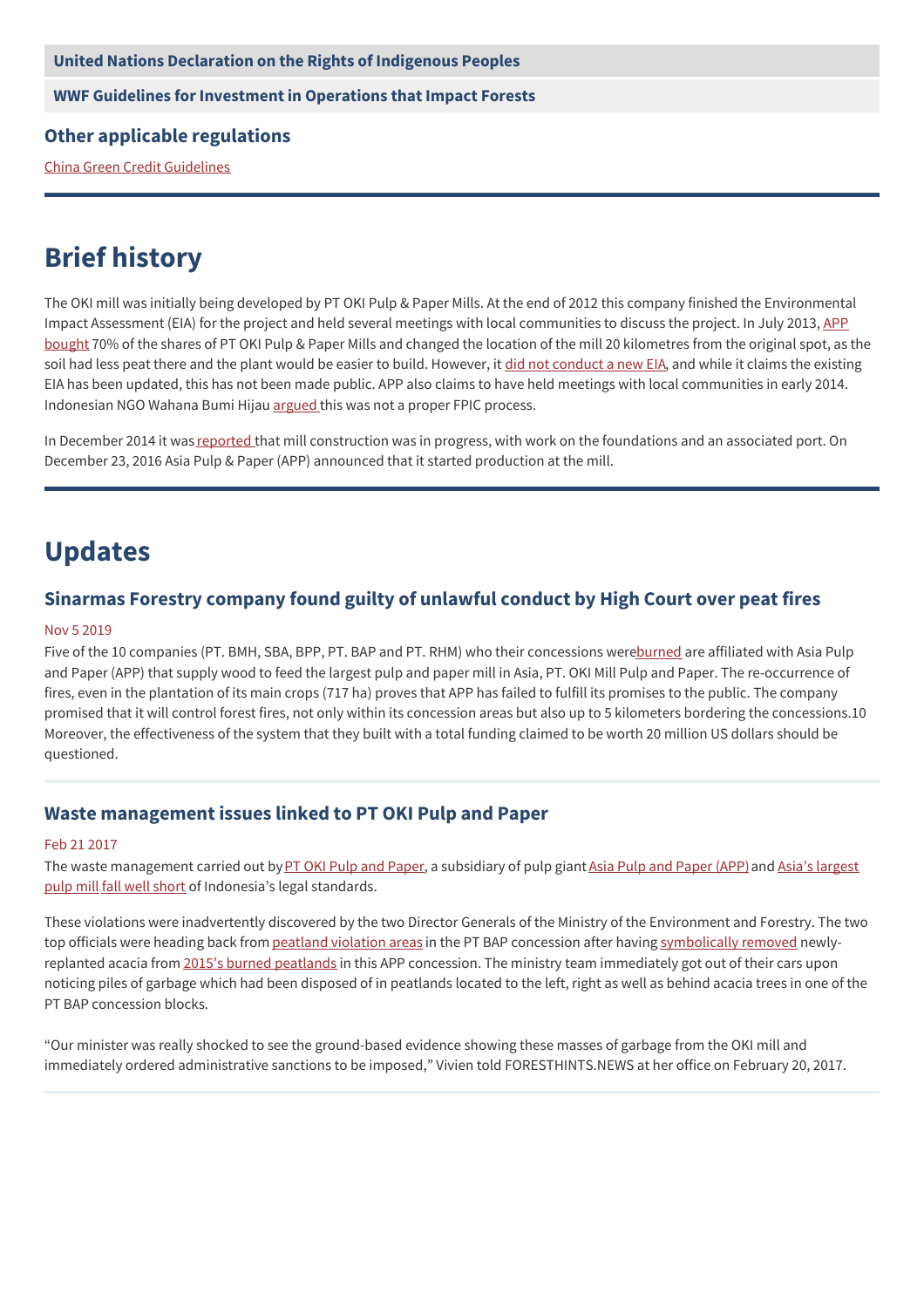**United Nations Declaration on the Rights of Indigenous Peoples**

**WWF Guidelines for Investment in Operations that Impact Forests**

### Other applicable regulations

China Green Credit Guidelines

---

## Brief history

The OKI mill was initially being developed by PT OKI Pulp & Paper Mills. At the end of 2012 this company finished the Environmental Impact Assessment (EIA) for the project and held several meetings with local communities to discuss the project. In July 2013, APP bought 70% of the shares of PT OKI Pulp & Paper Mills and changed the location of the mill 20 kilometres from the original spot, as the soil had less peat there and the plant would be easier to build. However, it did not conduct a new EIA, and while it claims the existing EIA has been updated, this has not been made public. APP also claims to have held meetings with local communities in early 2014. Indonesian NGO Wahana Bumi Hijau argued this was not a proper FPIC process.

In December 2014 it was reported that mill construction was in progress, with work on the foundations and an associated port. On December 23, 2016 Asia Pulp & Paper (APP) announced that it started production at the mill.

---

## Updates

### Sinarmas Forestry company found guilty of unlawful conduct by High Court over peat fires

Nov 5 2019

Five of the 10 companies (PT. BMH, SBA, BPP, PT. BAP and PT. RHM) who their concessions wereburned are affiliated with Asia Pulp and Paper (APP) that supply wood to feed the largest pulp and paper mill in Asia, PT. OKI Mill Pulp and Paper. The re-occurrence of fires, even in the plantation of its main crops (717 ha) proves that APP has failed to fulfill its promises to the public. The company promised that it will control forest fires, not only within its concession areas but also up to 5 kilometers bordering the concessions.10 Moreover, the effectiveness of the system that they built with a total funding claimed to be worth 20 million US dollars should be questioned.

---

### Waste management issues linked to PT OKI Pulp and Paper

Feb 21 2017

The waste management carried out by PT OKI Pulp and Paper, a subsidiary of pulp giant Asia Pulp and Paper (APP) and Asia's largest pulp mill fall well short of Indonesia's legal standards.

These violations were inadvertently discovered by the two Director Generals of the Ministry of the Environment and Forestry. The two top officials were heading back from peatland violation areas in the PT BAP concession after having symbolically removed newly-replanted acacia from 2015's burned peatlands in this APP concession. The ministry team immediately got out of their cars upon noticing piles of garbage which had been disposed of in peatlands located to the left, right as well as behind acacia trees in one of the PT BAP concession blocks.

"Our minister was really shocked to see the ground-based evidence showing these masses of garbage from the OKI mill and immediately ordered administrative sanctions to be imposed," Vivien told FORESTHINTS.NEWS at her office on February 20, 2017.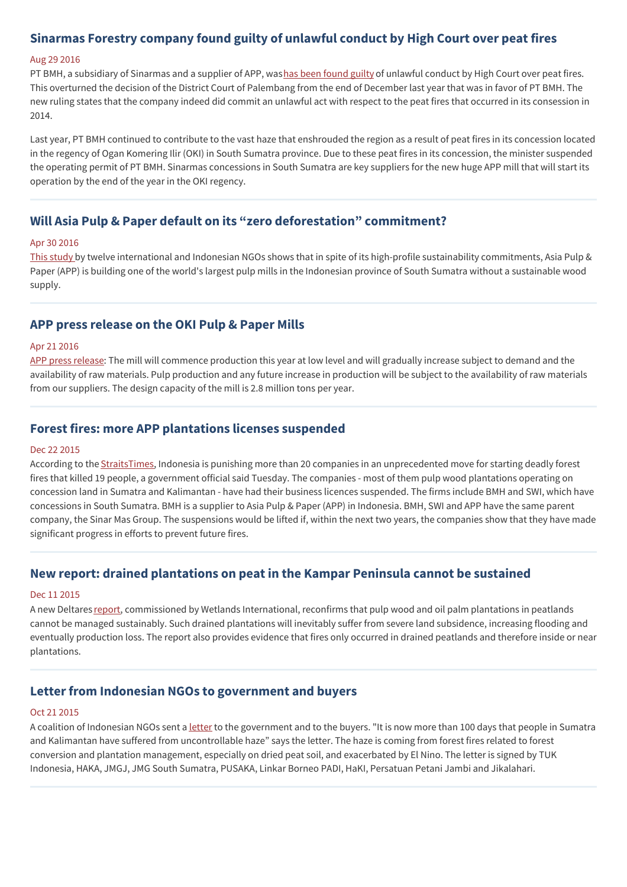## Sinarmas Forestry company found guilty of unlawful conduct by High Court over peat fires

Aug 29 2016

PT BMH, a subsidiary of Sinarmas and a supplier of APP, was has been found guilty of unlawful conduct by High Court over peat fires. This overturned the decision of the District Court of Palembang from the end of December last year that was in favor of PT BMH. The new ruling states that the company indeed did commit an unlawful act with respect to the peat fires that occurred in its consession in 2014.

Last year, PT BMH continued to contribute to the vast haze that enshrouded the region as a result of peat fires in its concession located in the regency of Ogan Komering Ilir (OKI) in South Sumatra province. Due to these peat fires in its concession, the minister suspended the operating permit of PT BMH. Sinarmas concessions in South Sumatra are key suppliers for the new huge APP mill that will start its operation by the end of the year in the OKI regency.

## Will Asia Pulp & Paper default on its "zero deforestation" commitment?

Apr 30 2016

This study by twelve international and Indonesian NGOs shows that in spite of its high-profile sustainability commitments, Asia Pulp & Paper (APP) is building one of the world's largest pulp mills in the Indonesian province of South Sumatra without a sustainable wood supply.

## APP press release on the OKI Pulp & Paper Mills

Apr 21 2016

APP press release: The mill will commence production this year at low level and will gradually increase subject to demand and the availability of raw materials. Pulp production and any future increase in production will be subject to the availability of raw materials from our suppliers. The design capacity of the mill is 2.8 million tons per year.

## Forest fires: more APP plantations licenses suspended

Dec 22 2015

According to the StraitsTimes, Indonesia is punishing more than 20 companies in an unprecedented move for starting deadly forest fires that killed 19 people, a government official said Tuesday. The companies - most of them pulp wood plantations operating on concession land in Sumatra and Kalimantan - have had their business licences suspended. The firms include BMH and SWI, which have concessions in South Sumatra. BMH is a supplier to Asia Pulp & Paper (APP) in Indonesia. BMH, SWI and APP have the same parent company, the Sinar Mas Group. The suspensions would be lifted if, within the next two years, the companies show that they have made significant progress in efforts to prevent future fires.

## New report: drained plantations on peat in the Kampar Peninsula cannot be sustained

Dec 11 2015

A new Deltares report, commissioned by Wetlands International, reconfirms that pulp wood and oil palm plantations in peatlands cannot be managed sustainably. Such drained plantations will inevitably suffer from severe land subsidence, increasing flooding and eventually production loss. The report also provides evidence that fires only occurred in drained peatlands and therefore inside or near plantations.

## Letter from Indonesian NGOs to government and buyers

Oct 21 2015

A coalition of Indonesian NGOs sent a letter to the government and to the buyers. "It is now more than 100 days that people in Sumatra and Kalimantan have suffered from uncontrollable haze" says the letter. The haze is coming from forest fires related to forest conversion and plantation management, especially on dried peat soil, and exacerbated by El Nino. The letter is signed by TUK Indonesia, HAKA, JMGJ, JMG South Sumatra, PUSAKA, Linkar Borneo PADI, HaKI, Persatuan Petani Jambi and Jikalahari.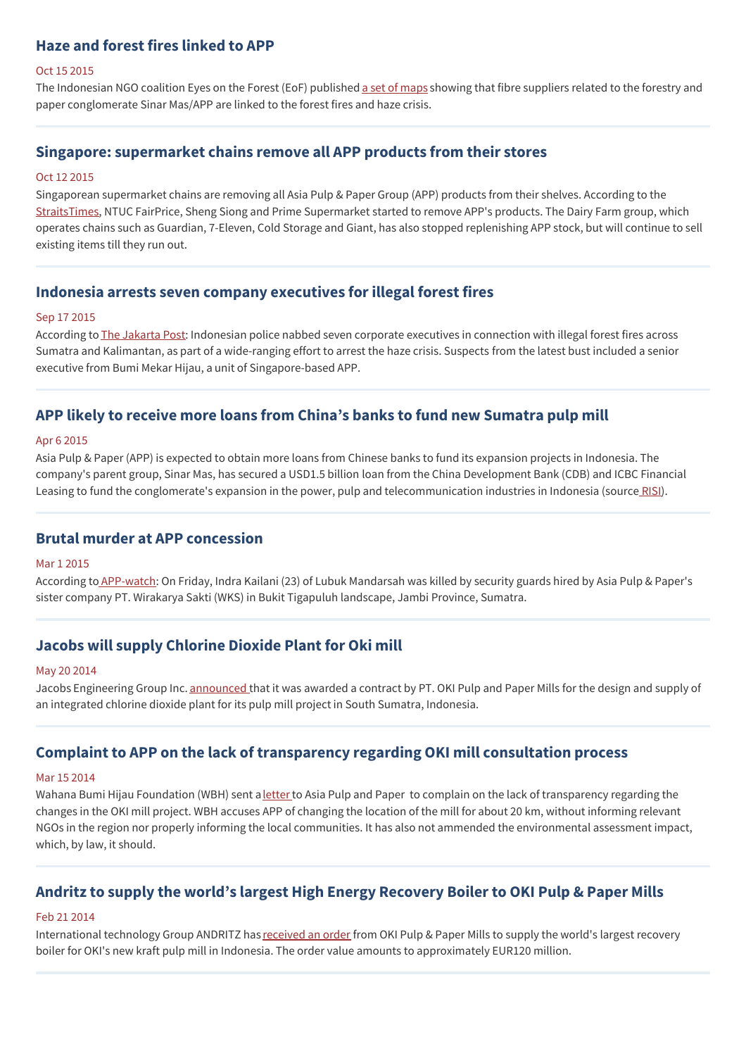### Haze and forest fires linked to APP

Oct 15 2015

The Indonesian NGO coalition Eyes on the Forest (EoF) published a set of maps showing that fibre suppliers related to the forestry and paper conglomerate Sinar Mas/APP are linked to the forest fires and haze crisis.

### Singapore: supermarket chains remove all APP products from their stores

Oct 12 2015

Singaporean supermarket chains are removing all Asia Pulp & Paper Group (APP) products from their shelves. According to the StraitsTimes, NTUC FairPrice, Sheng Siong and Prime Supermarket started to remove APP's products. The Dairy Farm group, which operates chains such as Guardian, 7-Eleven, Cold Storage and Giant, has also stopped replenishing APP stock, but will continue to sell existing items till they run out.

### Indonesia arrests seven company executives for illegal forest fires

Sep 17 2015

According to The Jakarta Post: Indonesian police nabbed seven corporate executives in connection with illegal forest fires across Sumatra and Kalimantan, as part of a wide-ranging effort to arrest the haze crisis. Suspects from the latest bust included a senior executive from Bumi Mekar Hijau, a unit of Singapore-based APP.

### APP likely to receive more loans from China's banks to fund new Sumatra pulp mill

Apr 6 2015

Asia Pulp & Paper (APP) is expected to obtain more loans from Chinese banks to fund its expansion projects in Indonesia. The company's parent group, Sinar Mas, has secured a USD1.5 billion loan from the China Development Bank (CDB) and ICBC Financial Leasing to fund the conglomerate's expansion in the power, pulp and telecommunication industries in Indonesia (source RISI).

### Brutal murder at APP concession

Mar 1 2015

According to APP-watch: On Friday, Indra Kailani (23) of Lubuk Mandarsah was killed by security guards hired by Asia Pulp & Paper's sister company PT. Wirakarya Sakti (WKS) in Bukit Tigapuluh landscape, Jambi Province, Sumatra.

### Jacobs will supply Chlorine Dioxide Plant for Oki mill

May 20 2014

Jacobs Engineering Group Inc. announced that it was awarded a contract by PT. OKI Pulp and Paper Mills for the design and supply of an integrated chlorine dioxide plant for its pulp mill project in South Sumatra, Indonesia.

### Complaint to APP on the lack of transparency regarding OKI mill consultation process

Mar 15 2014

Wahana Bumi Hijau Foundation (WBH) sent a letter to Asia Pulp and Paper to complain on the lack of transparency regarding the changes in the OKI mill project. WBH accuses APP of changing the location of the mill for about 20 km, without informing relevant NGOs in the region nor properly informing the local communities. It has also not ammended the environmental assessment impact, which, by law, it should.

### Andritz to supply the world's largest High Energy Recovery Boiler to OKI Pulp & Paper Mills

Feb 21 2014

International technology Group ANDRITZ has received an order from OKI Pulp & Paper Mills to supply the world's largest recovery boiler for OKI's new kraft pulp mill in Indonesia. The order value amounts to approximately EUR120 million.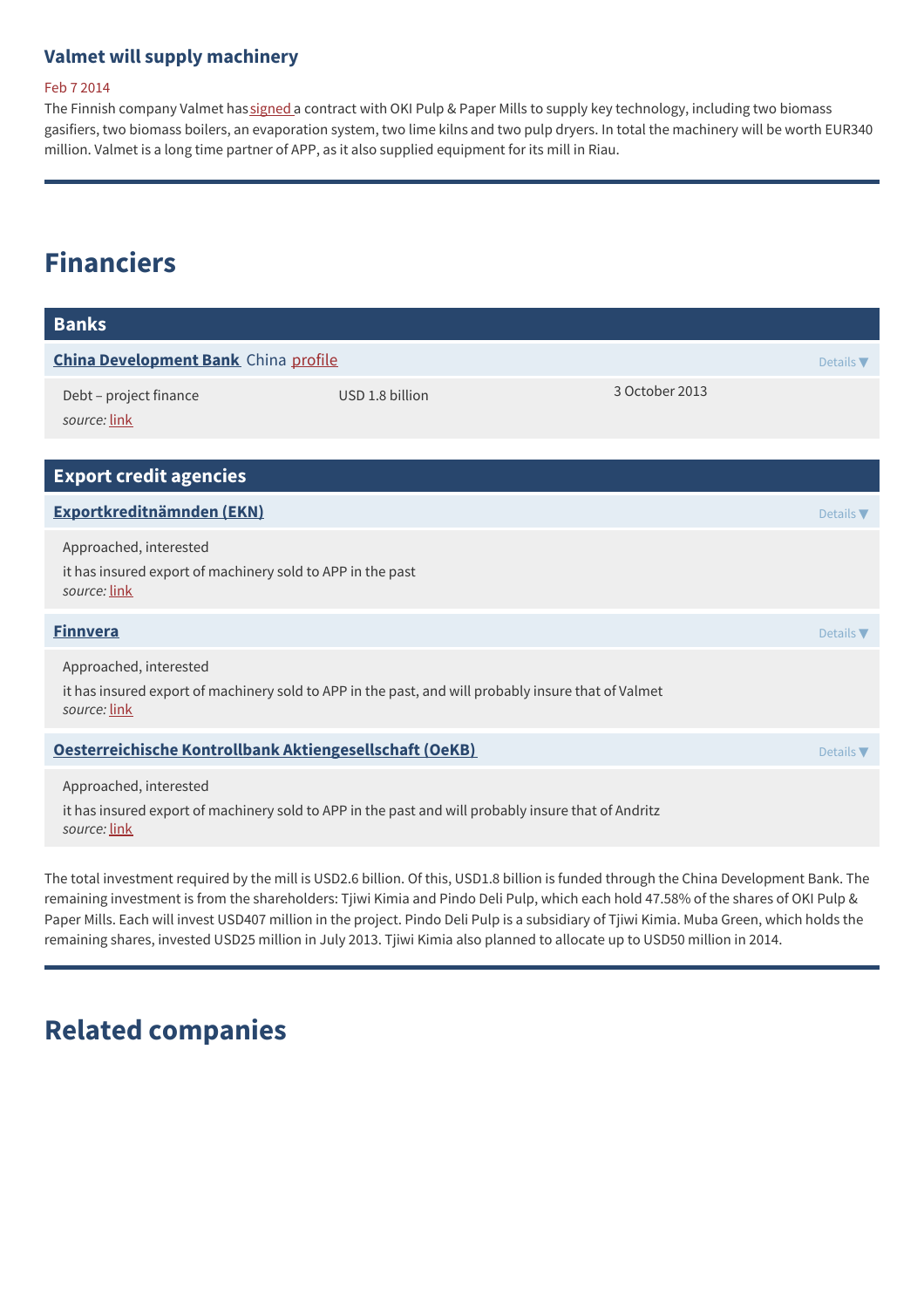### Valmet will supply machinery

Feb 7 2014

The Finnish company Valmet has signed a contract with OKI Pulp & Paper Mills to supply key technology, including two biomass gasifiers, two biomass boilers, an evaporation system, two lime kilns and two pulp dryers. In total the machinery will be worth EUR340 million. Valmet is a long time partner of APP, as it also supplied equipment for its mill in Riau.

## Financiers

### Banks

**China Development Bank** China profile

Details ▼

| | | |
|---|---|---|
| Debt – project finance | USD 1.8 billion | 3 October 2013 |

*source:* link

### Export credit agencies

**Exportkreditnämnden (EKN)**

Details ▼

Approached, interested

it has insured export of machinery sold to APP in the past

*source:* link

**Finnvera**

Details ▼

Approached, interested

it has insured export of machinery sold to APP in the past, and will probably insure that of Valmet

*source:* link

**Oesterreichische Kontrollbank Aktiengesellschaft (OeKB)**

Details ▼

Approached, interested

it has insured export of machinery sold to APP in the past and will probably insure that of Andritz

*source:* link

The total investment required by the mill is USD2.6 billion. Of this, USD1.8 billion is funded through the China Development Bank. The remaining investment is from the shareholders: Tjiwi Kimia and Pindo Deli Pulp, which each hold 47.58% of the shares of OKI Pulp & Paper Mills. Each will invest USD407 million in the project. Pindo Deli Pulp is a subsidiary of Tjiwi Kimia. Muba Green, which holds the remaining shares, invested USD25 million in July 2013. Tjiwi Kimia also planned to allocate up to USD50 million in 2014.

## Related companies